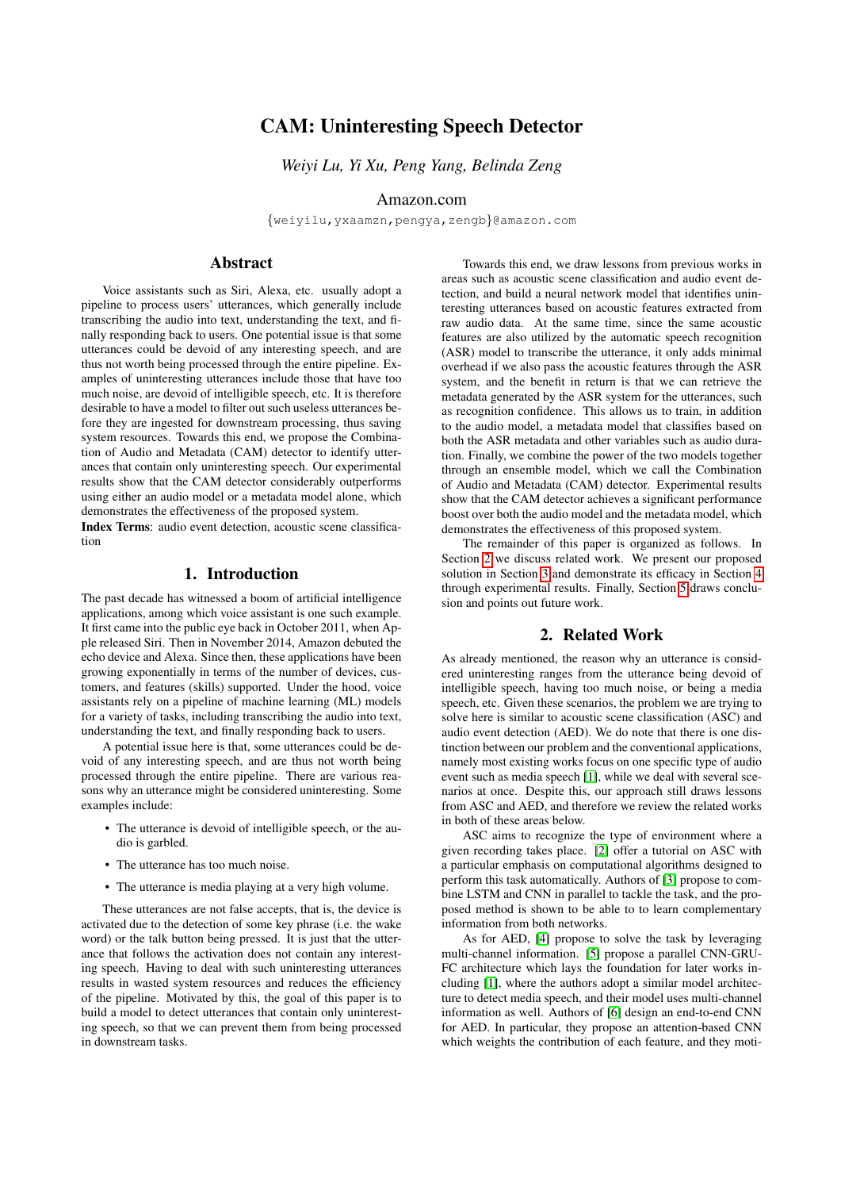# CAM: Uninteresting Speech Detector

*Weiyi Lu, Yi Xu, Peng Yang, Belinda Zeng*

Amazon.com

{weiyilu,yxaamzn,pengya,zengb}@amazon.com

## Abstract

Voice assistants such as Siri, Alexa, etc. usually adopt a pipeline to process users' utterances, which generally include transcribing the audio into text, understanding the text, and finally responding back to users. One potential issue is that some utterances could be devoid of any interesting speech, and are thus not worth being processed through the entire pipeline. Examples of uninteresting utterances include those that have too much noise, are devoid of intelligible speech, etc. It is therefore desirable to have a model to filter out such useless utterances before they are ingested for downstream processing, thus saving system resources. Towards this end, we propose the Combination of Audio and Metadata (CAM) detector to identify utterances that contain only uninteresting speech. Our experimental results show that the CAM detector considerably outperforms using either an audio model or a metadata model alone, which demonstrates the effectiveness of the proposed system.

**Index Terms**: audio event detection, acoustic scene classification

## 1. Introduction

The past decade has witnessed a boom of artificial intelligence applications, among which voice assistant is one such example. It first came into the public eye back in October 2011, when Apple released Siri. Then in November 2014, Amazon debuted the echo device and Alexa. Since then, these applications have been growing exponentially in terms of the number of devices, customers, and features (skills) supported. Under the hood, voice assistants rely on a pipeline of machine learning (ML) models for a variety of tasks, including transcribing the audio into text, understanding the text, and finally responding back to users.

A potential issue here is that, some utterances could be devoid of any interesting speech, and are thus not worth being processed through the entire pipeline. There are various reasons why an utterance might be considered uninteresting. Some examples include:

- The utterance is devoid of intelligible speech, or the audio is garbled.
- The utterance has too much noise.
- The utterance is media playing at a very high volume.

These utterances are not false accepts, that is, the device is activated due to the detection of some key phrase (i.e. the wake word) or the talk button being pressed. It is just that the utterance that follows the activation does not contain any interesting speech. Having to deal with such uninteresting utterances results in wasted system resources and reduces the efficiency of the pipeline. Motivated by this, the goal of this paper is to build a model to detect utterances that contain only uninteresting speech, so that we can prevent them from being processed in downstream tasks.

Towards this end, we draw lessons from previous works in areas such as acoustic scene classification and audio event detection, and build a neural network model that identifies uninteresting utterances based on acoustic features extracted from raw audio data. At the same time, since the same acoustic features are also utilized by the automatic speech recognition (ASR) model to transcribe the utterance, it only adds minimal overhead if we also pass the acoustic features through the ASR system, and the benefit in return is that we can retrieve the metadata generated by the ASR system for the utterances, such as recognition confidence. This allows us to train, in addition to the audio model, a metadata model that classifies based on both the ASR metadata and other variables such as audio duration. Finally, we combine the power of the two models together through an ensemble model, which we call the Combination of Audio and Metadata (CAM) detector. Experimental results show that the CAM detector achieves a significant performance boost over both the audio model and the metadata model, which demonstrates the effectiveness of this proposed system.

The remainder of this paper is organized as follows. In Section 2 we discuss related work. We present our proposed solution in Section 3 and demonstrate its efficacy in Section 4 through experimental results. Finally, Section 5 draws conclusion and points out future work.

## 2. Related Work

As already mentioned, the reason why an utterance is considered uninteresting ranges from the utterance being devoid of intelligible speech, having too much noise, or being a media speech, etc. Given these scenarios, the problem we are trying to solve here is similar to acoustic scene classification (ASC) and audio event detection (AED). We do note that there is one distinction between our problem and the conventional applications, namely most existing works focus on one specific type of audio event such as media speech [1], while we deal with several scenarios at once. Despite this, our approach still draws lessons from ASC and AED, and therefore we review the related works in both of these areas below.

ASC aims to recognize the type of environment where a given recording takes place. [2] offer a tutorial on ASC with a particular emphasis on computational algorithms designed to perform this task automatically. Authors of [3] propose to combine LSTM and CNN in parallel to tackle the task, and the proposed method is shown to be able to to learn complementary information from both networks.

As for AED, [4] propose to solve the task by leveraging multi-channel information. [5] propose a parallel CNN-GRU-FC architecture which lays the foundation for later works including [1], where the authors adopt a similar model architecture to detect media speech, and their model uses multi-channel information as well. Authors of [6] design an end-to-end CNN for AED. In particular, they propose an attention-based CNN which weights the contribution of each feature, and they moti-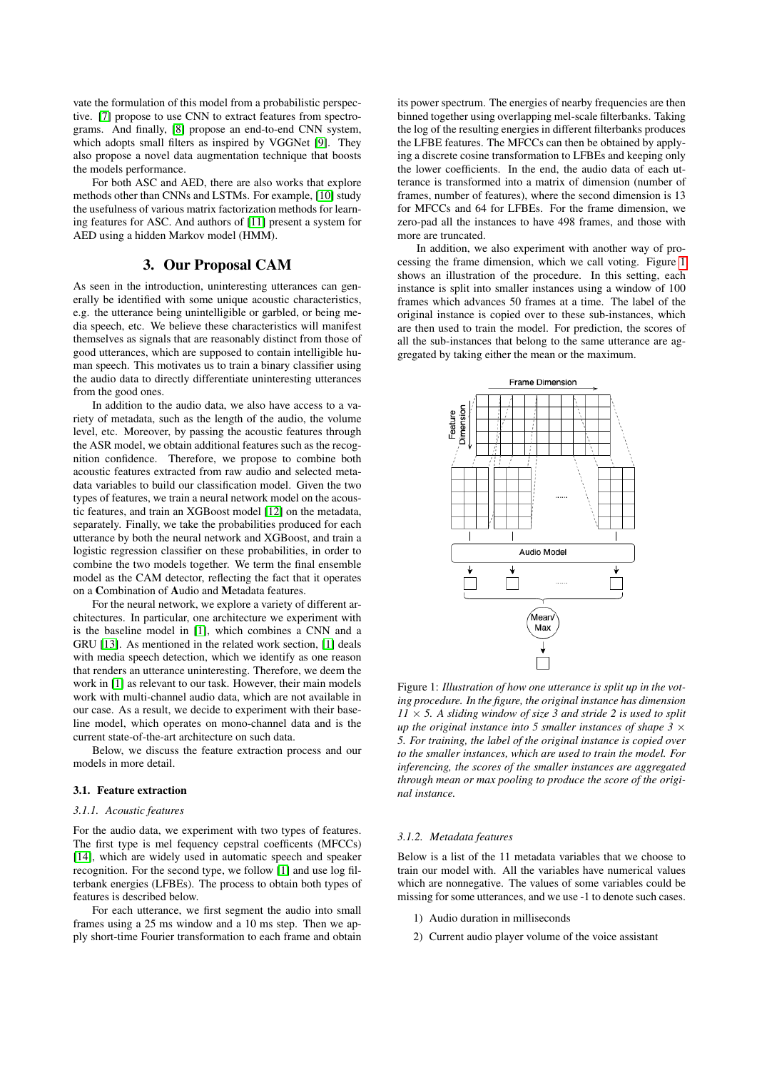vate the formulation of this model from a probabilistic perspective. [7] propose to use CNN to extract features from spectrograms. And finally, [8] propose an end-to-end CNN system, which adopts small filters as inspired by VGGNet [9]. They also propose a novel data augmentation technique that boosts the models performance.

For both ASC and AED, there are also works that explore methods other than CNNs and LSTMs. For example, [10] study the usefulness of various matrix factorization methods for learning features for ASC. And authors of [11] present a system for AED using a hidden Markov model (HMM).

## 3. Our Proposal CAM

As seen in the introduction, uninteresting utterances can generally be identified with some unique acoustic characteristics, e.g. the utterance being unintelligible or garbled, or being media speech, etc. We believe these characteristics will manifest themselves as signals that are reasonably distinct from those of good utterances, which are supposed to contain intelligible human speech. This motivates us to train a binary classifier using the audio data to directly differentiate uninteresting utterances from the good ones.

In addition to the audio data, we also have access to a variety of metadata, such as the length of the audio, the volume level, etc. Moreover, by passing the acoustic features through the ASR model, we obtain additional features such as the recognition confidence. Therefore, we propose to combine both acoustic features extracted from raw audio and selected metadata variables to build our classification model. Given the two types of features, we train a neural network model on the acoustic features, and train an XGBoost model [12] on the metadata, separately. Finally, we take the probabilities produced for each utterance by both the neural network and XGBoost, and train a logistic regression classifier on these probabilities, in order to combine the two models together. We term the final ensemble model as the CAM detector, reflecting the fact that it operates on a **C**ombination of **A**udio and **M**etadata features.

For the neural network, we explore a variety of different architectures. In particular, one architecture we experiment with is the baseline model in [1], which combines a CNN and a GRU [13]. As mentioned in the related work section, [1] deals with media speech detection, which we identify as one reason that renders an utterance uninteresting. Therefore, we deem the work in [1] as relevant to our task. However, their main models work with multi-channel audio data, which are not available in our case. As a result, we decide to experiment with their baseline model, which operates on mono-channel data and is the current state-of-the-art architecture on such data.

Below, we discuss the feature extraction process and our models in more detail.

### 3.1. Feature extraction

#### 3.1.1. Acoustic features

For the audio data, we experiment with two types of features. The first type is mel fequency cepstral coefficients (MFCCs) [14], which are widely used in automatic speech and speaker recognition. For the second type, we follow [1] and use log filterbank energies (LFBEs). The process to obtain both types of features is described below.

For each utterance, we first segment the audio into small frames using a 25 ms window and a 10 ms step. Then we apply short-time Fourier transformation to each frame and obtain its power spectrum. The energies of nearby frequencies are then binned together using overlapping mel-scale filterbanks. Taking the log of the resulting energies in different filterbanks produces the LFBE features. The MFCCs can then be obtained by applying a discrete cosine transformation to LFBEs and keeping only the lower coefficients. In the end, the audio data of each utterance is transformed into a matrix of dimension (number of frames, number of features), where the second dimension is 13 for MFCCs and 64 for LFBEs. For the frame dimension, we zero-pad all the instances to have 498 frames, and those with more are truncated.

In addition, we also experiment with another way of processing the frame dimension, which we call voting. Figure 1 shows an illustration of the procedure. In this setting, each instance is split into smaller instances using a window of 100 frames which advances 50 frames at a time. The label of the original instance is copied over to these sub-instances, which are then used to train the model. For prediction, the scores of all the sub-instances that belong to the same utterance are aggregated by taking either the mean or the maximum.

Figure 1: *Illustration of how one utterance is split up in the voting procedure. In the figure, the original instance has dimension $11 \times 5$. A sliding window of size 3 and stride 2 is used to split up the original instance into 5 smaller instances of shape $3 \times 5$. For training, the label of the original instance is copied over to the smaller instances, which are used to train the model. For inferencing, the scores of the smaller instances are aggregated through mean or max pooling to produce the score of the original instance.*

#### 3.1.2. Metadata features

Below is a list of the 11 metadata variables that we choose to train our model with. All the variables have numerical values which are nonnegative. The values of some variables could be missing for some utterances, and we use -1 to denote such cases.

1) Audio duration in milliseconds
2) Current audio player volume of the voice assistant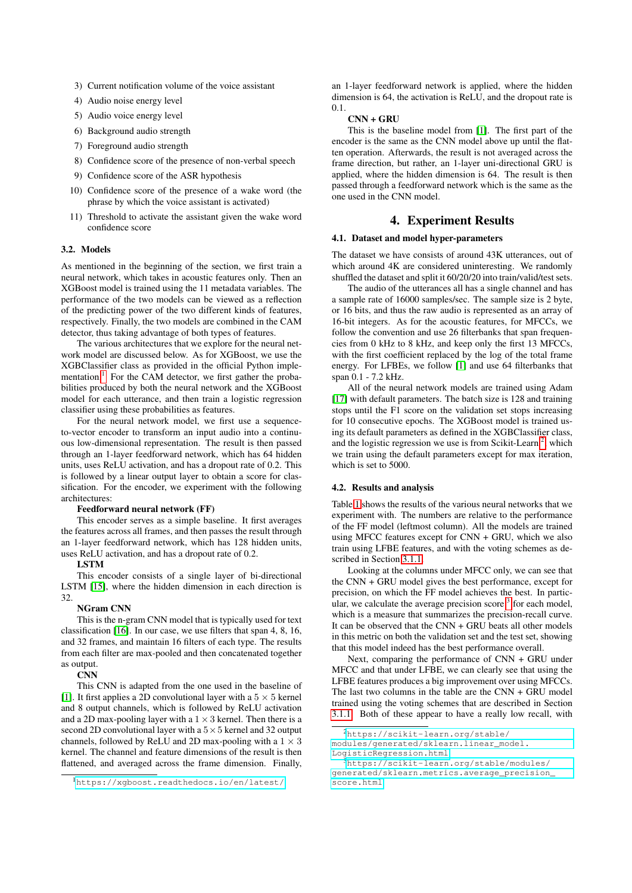3) Current notification volume of the voice assistant
4) Audio noise energy level
5) Audio voice energy level
6) Background audio strength
7) Foreground audio strength
8) Confidence score of the presence of non-verbal speech
9) Confidence score of the ASR hypothesis
10) Confidence score of the presence of a wake word (the phrase by which the voice assistant is activated)
11) Threshold to activate the assistant given the wake word confidence score

### 3.2. Models

As mentioned in the beginning of the section, we first train a neural network, which takes in acoustic features only. Then an XGBoost model is trained using the 11 metadata variables. The performance of the two models can be viewed as a reflection of the predicting power of the two different kinds of features, respectively. Finally, the two models are combined in the CAM detector, thus taking advantage of both types of features.

The various architectures that we explore for the neural network model are discussed below. As for XGBoost, we use the XGBClassifier class as provided in the official Python implementation[1]. For the CAM detector, we first gather the probabilities produced by both the neural network and the XGBoost model for each utterance, and then train a logistic regression classifier using these probabilities as features.

For the neural network model, we first use a sequence-to-vector encoder to transform an input audio into a continuous low-dimensional representation. The result is then passed through an 1-layer feedforward network, which has 64 hidden units, uses ReLU activation, and has a dropout rate of 0.2. This is followed by a linear output layer to obtain a score for classification. For the encoder, we experiment with the following architectures:

**Feedforward neural network (FF)**

This encoder serves as a simple baseline. It first averages the features across all frames, and then passes the result through an 1-layer feedforward network, which has 128 hidden units, uses ReLU activation, and has a dropout rate of 0.2.

**LSTM**

This encoder consists of a single layer of bi-directional LSTM [15], where the hidden dimension in each direction is 32.

**NGram CNN**

This is the n-gram CNN model that is typically used for text classification [16]. In our case, we use filters that span 4, 8, 16, and 32 frames, and maintain 16 filters of each type. The results from each filter are max-pooled and then concatenated together as output.

**CNN**

This CNN is adapted from the one used in the baseline of [1]. It first applies a 2D convolutional layer with a $5 \times 5$ kernel and 8 output channels, which is followed by ReLU activation and a 2D max-pooling layer with a $1 \times 3$ kernel. Then there is a second 2D convolutional layer with a $5 \times 5$ kernel and 32 output channels, followed by ReLU and 2D max-pooling with a $1 \times 3$ kernel. The channel and feature dimensions of the result is then flattened, and averaged across the frame dimension. Finally, an 1-layer feedforward network is applied, where the hidden dimension is 64, the activation is ReLU, and the dropout rate is 0.1.

**CNN + GRU**

This is the baseline model from [1]. The first part of the encoder is the same as the CNN model above up until the flatten operation. Afterwards, the result is not averaged across the frame direction, but rather, an 1-layer uni-directional GRU is applied, where the hidden dimension is 64. The result is then passed through a feedforward network which is the same as the one used in the CNN model.

## 4. Experiment Results

### 4.1. Dataset and model hyper-parameters

The dataset we have consists of around 43K utterances, out of which around 4K are considered uninteresting. We randomly shuffled the dataset and split it 60/20/20 into train/valid/test sets.

The audio of the utterances all has a single channel and has a sample rate of 16000 samples/sec. The sample size is 2 byte, or 16 bits, and thus the raw audio is represented as an array of 16-bit integers. As for the acoustic features, for MFCCs, we follow the convention and use 26 filterbanks that span frequencies from 0 kHz to 8 kHz, and keep only the first 13 MFCCs, with the first coefficient replaced by the log of the total frame energy. For LFBEs, we follow [1] and use 64 filterbanks that span 0.1 - 7.2 kHz.

All of the neural network models are trained using Adam [17] with default parameters. The batch size is 128 and training stops until the F1 score on the validation set stops increasing for 10 consecutive epochs. The XGBoost model is trained using its default parameters as defined in the XGBClassifier class, and the logistic regression we use is from Scikit-Learn[2], which we train using the default parameters except for max iteration, which is set to 5000.

### 4.2. Results and analysis

Table 1 shows the results of the various neural networks that we experiment with. The numbers are relative to the performance of the FF model (leftmost column). All the models are trained using MFCC features except for CNN + GRU, which we also train using LFBE features, and with the voting schemes as described in Section 3.1.1.

Looking at the columns under MFCC only, we can see that the CNN + GRU model gives the best performance, except for precision, on which the FF model achieves the best. In particular, we calculate the average precision score[3] for each model, which is a measure that summarizes the precision-recall curve. It can be observed that the CNN + GRU beats all other models in this metric on both the validation set and the test set, showing that this model indeed has the best performance overall.

Next, comparing the performance of CNN + GRU under MFCC and that under LFBE, we can clearly see that using the LFBE features produces a big improvement over using MFCCs. The last two columns in the table are the CNN + GRU model trained using the voting schemes that are described in Section 3.1.1. Both of these appear to have a really low recall, with

[1] https://xgboost.readthedocs.io/en/latest/

[2] https://scikit-learn.org/stable/modules/generated/sklearn.linear_model.LogisticRegression.html

[3] https://scikit-learn.org/stable/modules/generated/sklearn.metrics.average_precision_score.html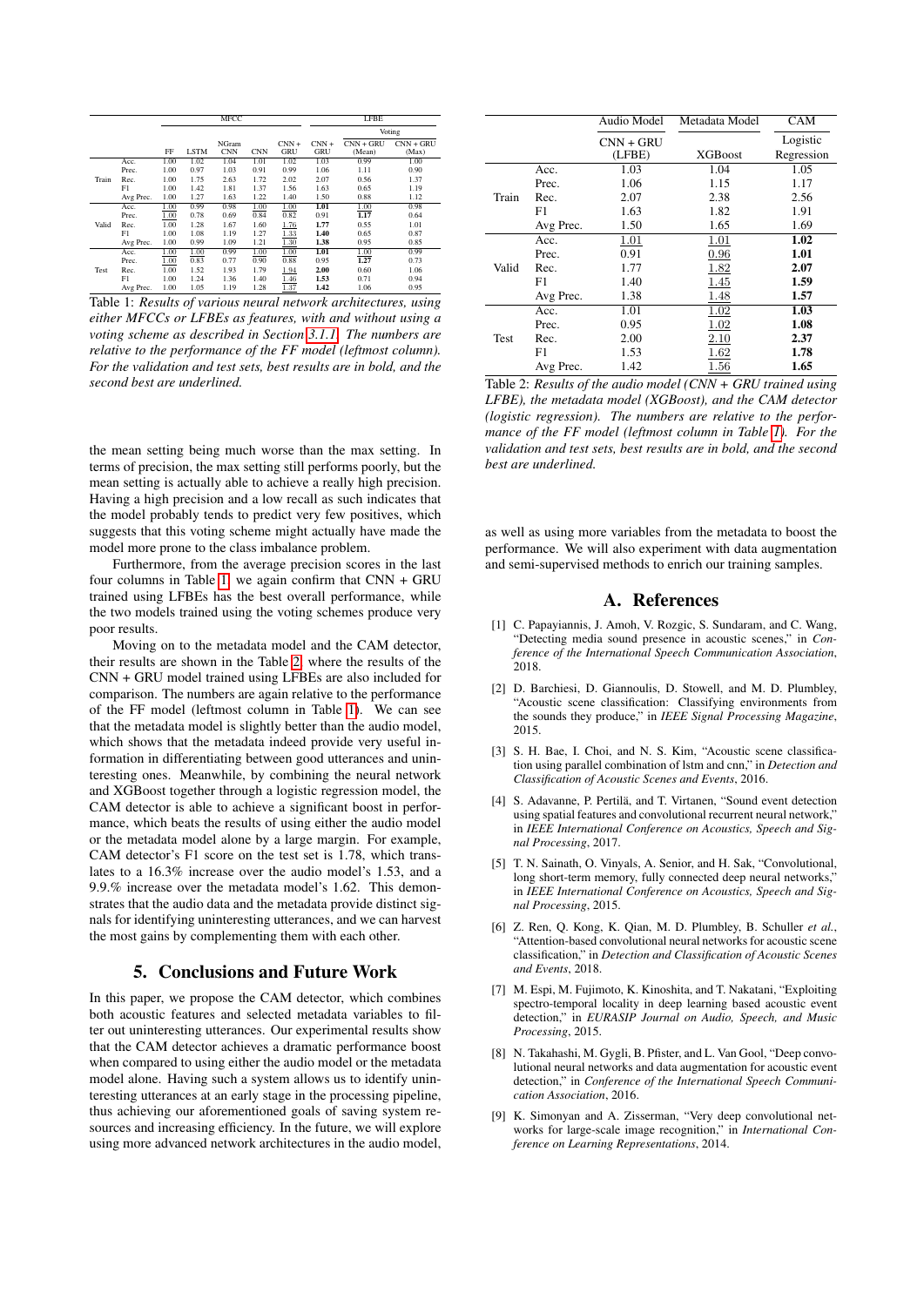| | | MFCC | | | | | LFBE | | |
|---|---|---|---|---|---|---|---|---|---|
| | | | | | | | Voting | | |
| | | FF | LSTM | NGram CNN | CNN | CNN + GRU | CNN + GRU | CNN + GRU (Mean) | CNN + GRU (Max) |
| Train | Acc. | 1.00 | 1.02 | 1.04 | 1.01 | 1.02 | 1.03 | 0.99 | 1.00 |
| | Prec. | 1.00 | 0.97 | 1.03 | 0.91 | 0.99 | 1.06 | 1.11 | 0.90 |
| | Rec. | 1.00 | 1.75 | 2.63 | 1.72 | 2.02 | 2.07 | 0.56 | 1.37 |
| | F1 | 1.00 | 1.42 | 1.81 | 1.37 | 1.56 | 1.63 | 0.65 | 1.19 |
| | Avg Prec. | 1.00 | 1.27 | 1.63 | 1.22 | 1.40 | 1.50 | 0.88 | 1.12 |
| Valid | Acc. | <u>1.00</u> | 0.99 | 0.98 | <u>1.00</u> | <u>1.00</u> | **1.01** | <u>1.00</u> | 0.98 |
| | Prec. | <u>1.00</u> | 0.78 | 0.69 | 0.84 | 0.82 | 0.91 | **1.17** | 0.64 |
| | Rec. | 1.00 | 1.28 | 1.67 | 1.60 | <u>1.76</u> | **1.77** | 0.55 | 1.01 |
| | F1 | 1.00 | 1.08 | 1.19 | 1.27 | <u>1.33</u> | **1.40** | 0.65 | 0.87 |
| | Avg Prec. | 1.00 | 0.99 | 1.09 | 1.21 | <u>1.30</u> | **1.38** | 0.95 | 0.85 |
| Test | Acc. | <u>1.00</u> | <u>1.00</u> | 0.99 | <u>1.00</u> | <u>1.00</u> | **1.01** | <u>1.00</u> | 0.99 |
| | Prec. | <u>1.00</u> | 0.83 | 0.77 | 0.90 | 0.88 | 0.95 | **1.27** | 0.73 |
| | Rec. | 1.00 | 1.52 | 1.93 | 1.79 | <u>1.94</u> | **2.00** | 0.60 | 1.06 |
| | F1 | 1.00 | 1.24 | 1.36 | 1.40 | <u>1.46</u> | **1.53** | 0.71 | 0.94 |
| | Avg Prec. | 1.00 | 1.05 | 1.19 | 1.28 | <u>1.37</u> | **1.42** | 1.06 | 0.95 |

Table 1: *Results of various neural network architectures, using either MFCCs or LFBEs as features, with and without using a voting scheme as described in Section 3.1.1. The numbers are relative to the performance of the FF model (leftmost column). For the validation and test sets, best results are in bold, and the second best are underlined.*

the mean setting being much worse than the max setting. In terms of precision, the max setting still performs poorly, but the mean setting is actually able to achieve a really high precision. Having a high precision and a low recall as such indicates that the model probably tends to predict very few positives, which suggests that this voting scheme might actually have made the model more prone to the class imbalance problem.

Furthermore, from the average precision scores in the last four columns in Table 1, we again confirm that CNN + GRU trained using LFBEs has the best overall performance, while the two models trained using the voting schemes produce very poor results.

Moving on to the metadata model and the CAM detector, their results are shown in the Table 2, where the results of the CNN + GRU model trained using LFBEs are also included for comparison. The numbers are again relative to the performance of the FF model (leftmost column in Table 1). We can see that the metadata model is slightly better than the audio model, which shows that the metadata indeed provide very useful information in differentiating between good utterances and uninteresting ones. Meanwhile, by combining the neural network and XGBoost together through a logistic regression model, the CAM detector is able to achieve a significant boost in performance, which beats the results of using either the audio model or the metadata model alone by a large margin. For example, CAM detector's F1 score on the test set is 1.78, which translates to a 16.3% increase over the audio model's 1.53, and a 9.9.% increase over the metadata model's 1.62. This demonstrates that the audio data and the metadata provide distinct signals for identifying uninteresting utterances, and we can harvest the most gains by complementing them with each other.

## 5. Conclusions and Future Work

In this paper, we propose the CAM detector, which combines both acoustic features and selected metadata variables to filter out uninteresting utterances. Our experimental results show that the CAM detector achieves a dramatic performance boost when compared to using either the audio model or the metadata model alone. Having such a system allows us to identify uninteresting utterances at an early stage in the processing pipeline, thus achieving our aforementioned goals of saving system resources and increasing efficiency. In the future, we will explore using more advanced network architectures in the audio model, as well as using more variables from the metadata to boost the performance. We will also experiment with data augmentation and semi-supervised methods to enrich our training samples.

| | | Audio Model | Metadata Model | CAM |
|---|---|---|---|---|
| | | CNN + GRU (LFBE) | XGBoost | Logistic Regression |
| Train | Acc. | 1.03 | 1.04 | 1.05 |
| | Prec. | 1.06 | 1.15 | 1.17 |
| | Rec. | 2.07 | 2.38 | 2.56 |
| | F1 | 1.63 | 1.82 | 1.91 |
| | Avg Prec. | 1.50 | 1.65 | 1.69 |
| Valid | Acc. | <u>1.01</u> | <u>1.01</u> | **1.02** |
| | Prec. | 0.91 | <u>0.96</u> | **1.01** |
| | Rec. | 1.77 | <u>1.82</u> | **2.07** |
| | F1 | 1.40 | <u>1.45</u> | **1.59** |
| | Avg Prec. | 1.38 | <u>1.48</u> | **1.57** |
| Test | Acc. | 1.01 | <u>1.02</u> | **1.03** |
| | Prec. | 0.95 | <u>1.02</u> | **1.08** |
| | Rec. | 2.00 | <u>2.10</u> | **2.37** |
| | F1 | 1.53 | <u>1.62</u> | **1.78** |
| | Avg Prec. | 1.42 | <u>1.56</u> | **1.65** |

Table 2: *Results of the audio model (CNN + GRU trained using LFBE), the metadata model (XGBoost), and the CAM detector (logistic regression). The numbers are relative to the performance of the FF model (leftmost column in Table 1). For the validation and test sets, best results are in bold, and the second best are underlined.*

## A. References

[1] C. Papayiannis, J. Amoh, V. Rozgic, S. Sundaram, and C. Wang, "Detecting media sound presence in acoustic scenes," in *Conference of the International Speech Communication Association*, 2018.

[2] D. Barchiesi, D. Giannoulis, D. Stowell, and M. D. Plumbley, "Acoustic scene classification: Classifying environments from the sounds they produce," in *IEEE Signal Processing Magazine*, 2015.

[3] S. H. Bae, I. Choi, and N. S. Kim, "Acoustic scene classification using parallel combination of lstm and cnn," in *Detection and Classification of Acoustic Scenes and Events*, 2016.

[4] S. Adavanne, P. Pertilä, and T. Virtanen, "Sound event detection using spatial features and convolutional recurrent neural network," in *IEEE International Conference on Acoustics, Speech and Signal Processing*, 2017.

[5] T. N. Sainath, O. Vinyals, A. Senior, and H. Sak, "Convolutional, long short-term memory, fully connected deep neural networks," in *IEEE International Conference on Acoustics, Speech and Signal Processing*, 2015.

[6] Z. Ren, Q. Kong, K. Qian, M. D. Plumbley, B. Schuller *et al.*, "Attention-based convolutional neural networks for acoustic scene classification," in *Detection and Classification of Acoustic Scenes and Events*, 2018.

[7] M. Espi, M. Fujimoto, K. Kinoshita, and T. Nakatani, "Exploiting spectro-temporal locality in deep learning based acoustic event detection," in *EURASIP Journal on Audio, Speech, and Music Processing*, 2015.

[8] N. Takahashi, M. Gygli, B. Pfister, and L. Van Gool, "Deep convolutional neural networks and data augmentation for acoustic event detection," in *Conference of the International Speech Communication Association*, 2016.

[9] K. Simonyan and A. Zisserman, "Very deep convolutional networks for large-scale image recognition," in *International Conference on Learning Representations*, 2014.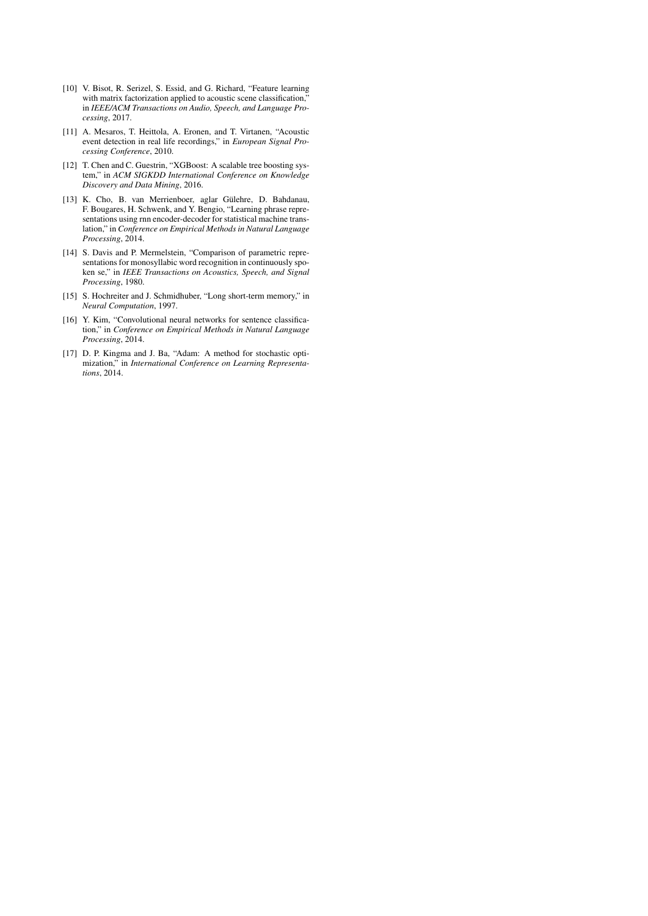[10] V. Bisot, R. Serizel, S. Essid, and G. Richard, "Feature learning with matrix factorization applied to acoustic scene classification," in *IEEE/ACM Transactions on Audio, Speech, and Language Processing*, 2017.

[11] A. Mesaros, T. Heittola, A. Eronen, and T. Virtanen, "Acoustic event detection in real life recordings," in *European Signal Processing Conference*, 2010.

[12] T. Chen and C. Guestrin, "XGBoost: A scalable tree boosting system," in *ACM SIGKDD International Conference on Knowledge Discovery and Data Mining*, 2016.

[13] K. Cho, B. van Merrienboer, aglar Gülehre, D. Bahdanau, F. Bougares, H. Schwenk, and Y. Bengio, "Learning phrase representations using rnn encoder-decoder for statistical machine translation," in *Conference on Empirical Methods in Natural Language Processing*, 2014.

[14] S. Davis and P. Mermelstein, "Comparison of parametric representations for monosyllabic word recognition in continuously spoken se," in *IEEE Transactions on Acoustics, Speech, and Signal Processing*, 1980.

[15] S. Hochreiter and J. Schmidhuber, "Long short-term memory," in *Neural Computation*, 1997.

[16] Y. Kim, "Convolutional neural networks for sentence classification," in *Conference on Empirical Methods in Natural Language Processing*, 2014.

[17] D. P. Kingma and J. Ba, "Adam: A method for stochastic optimization," in *International Conference on Learning Representations*, 2014.